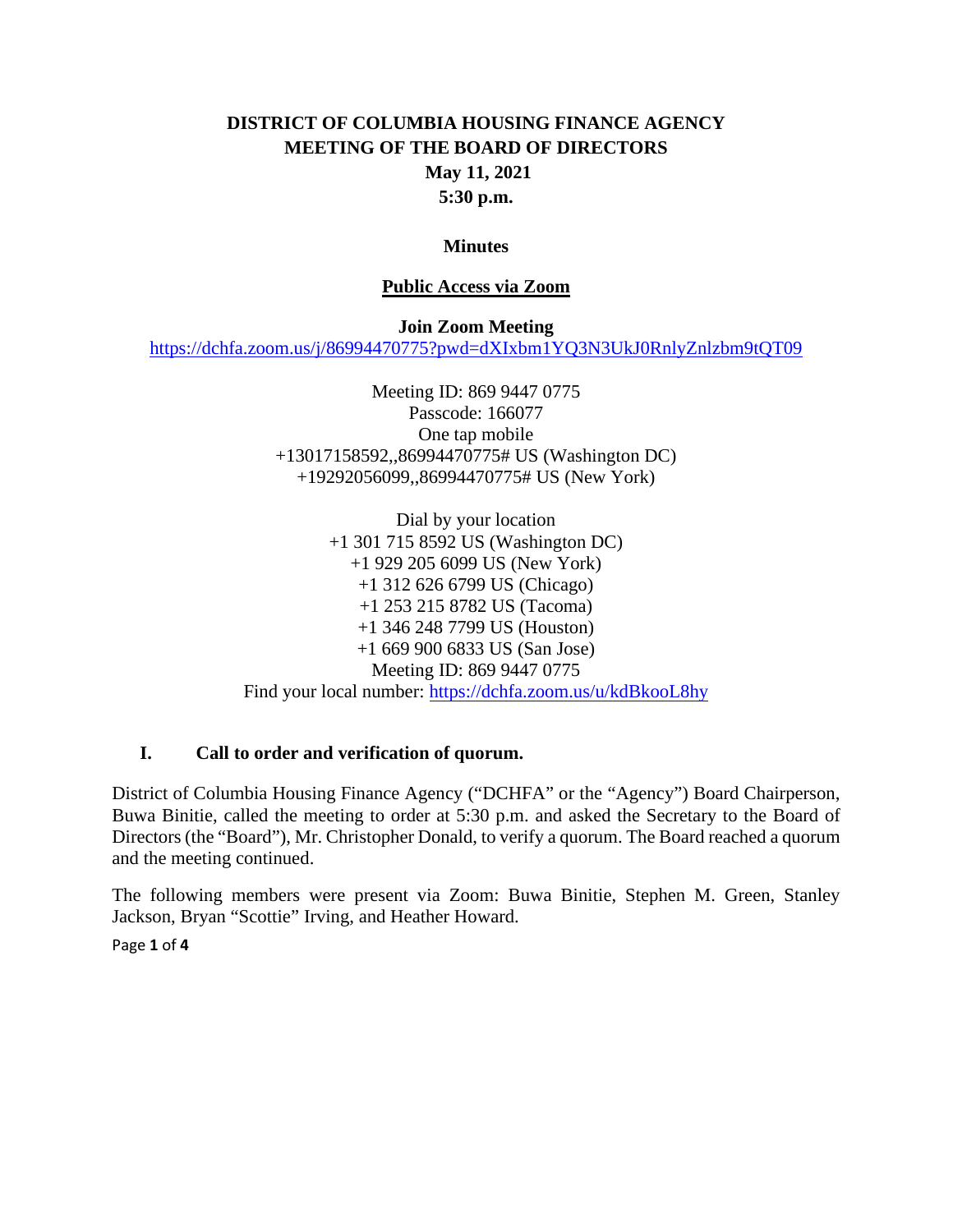# DISTRICT OF COLUMBIA HOUSING FINANCE AGENCY
# MEETING OF THE BOARD OF DIRECTORS

**May 11, 2021**

**5:30 p.m.**

**Minutes**

**Public Access via Zoom**

**Join Zoom Meeting**

https://dchfa.zoom.us/j/86994470775?pwd=dXIxbm1YQ3N3UkJ0RnlyZnlzbm9tQT09

Meeting ID: 869 9447 0775
Passcode: 166077
One tap mobile
+13017158592,,86994470775# US (Washington DC)
+19292056099,,86994470775# US (New York)

Dial by your location
+1 301 715 8592 US (Washington DC)
+1 929 205 6099 US (New York)
+1 312 626 6799 US (Chicago)
+1 253 215 8782 US (Tacoma)
+1 346 248 7799 US (Houston)
+1 669 900 6833 US (San Jose)
Meeting ID: 869 9447 0775
Find your local number: https://dchfa.zoom.us/u/kdBkooL8hy

## I. Call to order and verification of quorum.

District of Columbia Housing Finance Agency ("DCHFA" or the "Agency") Board Chairperson, Buwa Binitie, called the meeting to order at 5:30 p.m. and asked the Secretary to the Board of Directors (the "Board"), Mr. Christopher Donald, to verify a quorum. The Board reached a quorum and the meeting continued.

The following members were present via Zoom: Buwa Binitie, Stephen M. Green, Stanley Jackson, Bryan "Scottie" Irving, and Heather Howard.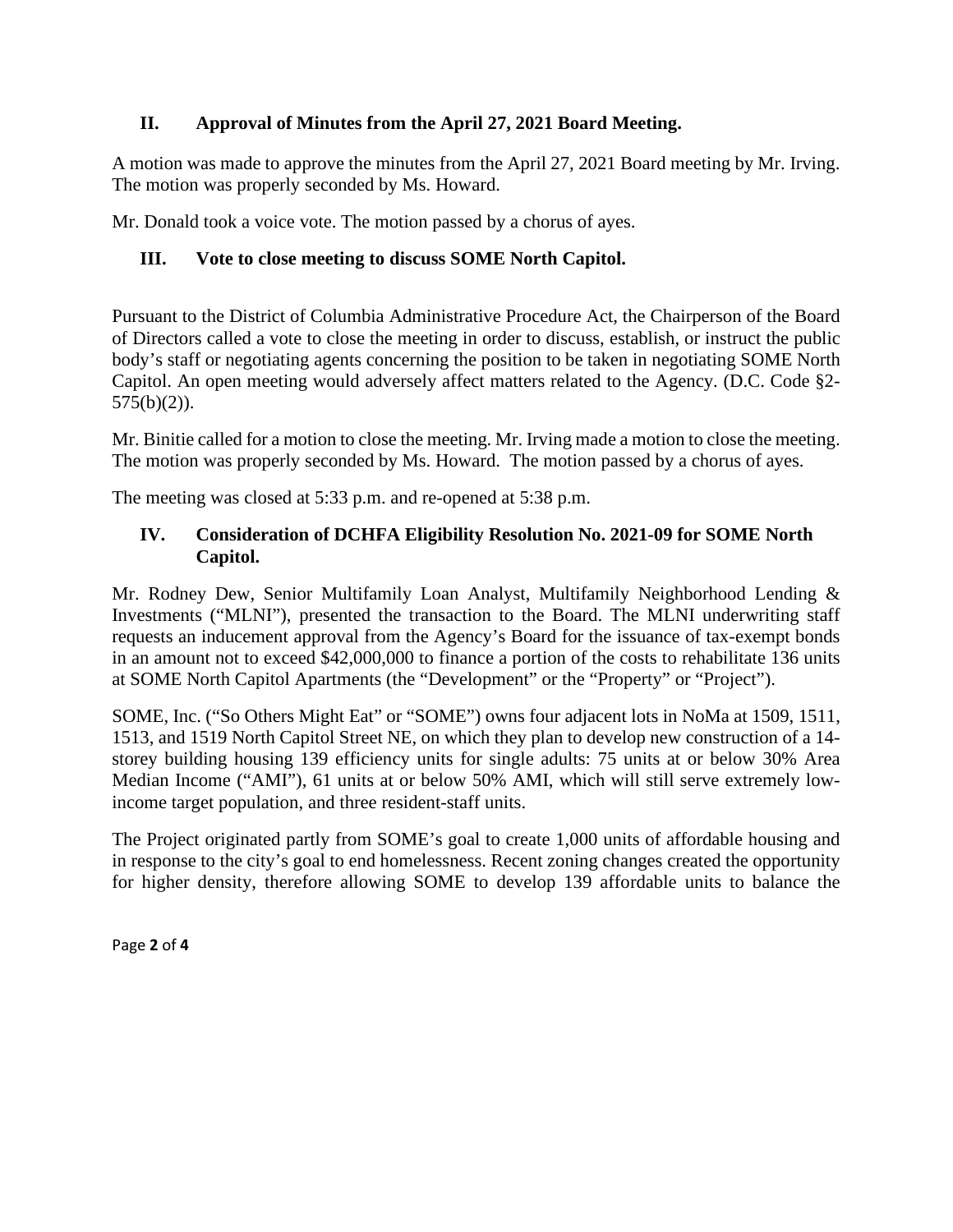## II. Approval of Minutes from the April 27, 2021 Board Meeting.

A motion was made to approve the minutes from the April 27, 2021 Board meeting by Mr. Irving. The motion was properly seconded by Ms. Howard.

Mr. Donald took a voice vote. The motion passed by a chorus of ayes.

## III. Vote to close meeting to discuss SOME North Capitol.

Pursuant to the District of Columbia Administrative Procedure Act, the Chairperson of the Board of Directors called a vote to close the meeting in order to discuss, establish, or instruct the public body's staff or negotiating agents concerning the position to be taken in negotiating SOME North Capitol. An open meeting would adversely affect matters related to the Agency. (D.C. Code §2-575(b)(2)).

Mr. Binitie called for a motion to close the meeting. Mr. Irving made a motion to close the meeting. The motion was properly seconded by Ms. Howard. The motion passed by a chorus of ayes.

The meeting was closed at 5:33 p.m. and re-opened at 5:38 p.m.

## IV. Consideration of DCHFA Eligibility Resolution No. 2021-09 for SOME North Capitol.

Mr. Rodney Dew, Senior Multifamily Loan Analyst, Multifamily Neighborhood Lending & Investments ("MLNI"), presented the transaction to the Board. The MLNI underwriting staff requests an inducement approval from the Agency's Board for the issuance of tax-exempt bonds in an amount not to exceed $42,000,000 to finance a portion of the costs to rehabilitate 136 units at SOME North Capitol Apartments (the "Development" or the "Property" or "Project").

SOME, Inc. ("So Others Might Eat" or "SOME") owns four adjacent lots in NoMa at 1509, 1511, 1513, and 1519 North Capitol Street NE, on which they plan to develop new construction of a 14-storey building housing 139 efficiency units for single adults: 75 units at or below 30% Area Median Income ("AMI"), 61 units at or below 50% AMI, which will still serve extremely low-income target population, and three resident-staff units.

The Project originated partly from SOME's goal to create 1,000 units of affordable housing and in response to the city's goal to end homelessness. Recent zoning changes created the opportunity for higher density, therefore allowing SOME to develop 139 affordable units to balance the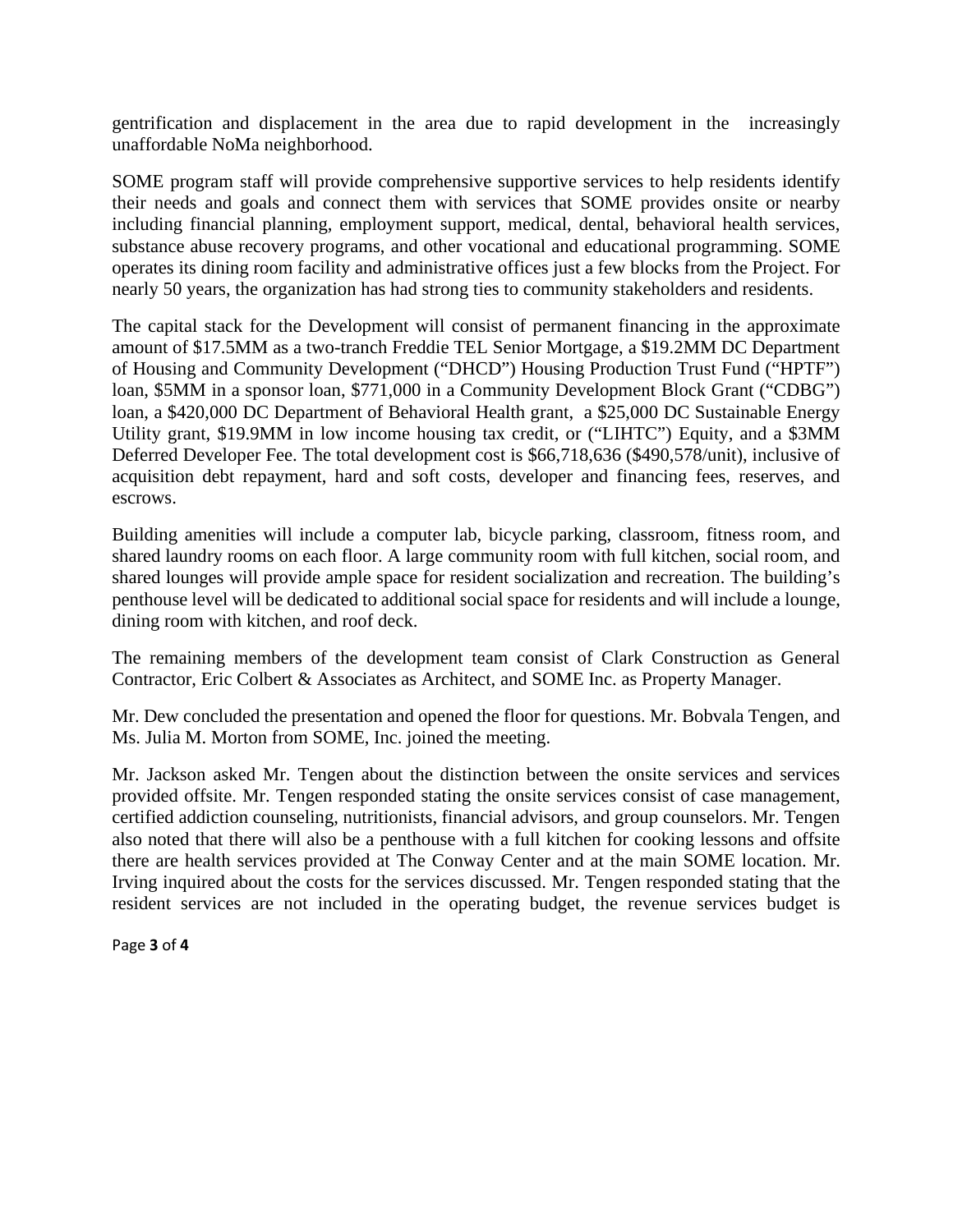gentrification and displacement in the area due to rapid development in the increasingly unaffordable NoMa neighborhood.

SOME program staff will provide comprehensive supportive services to help residents identify their needs and goals and connect them with services that SOME provides onsite or nearby including financial planning, employment support, medical, dental, behavioral health services, substance abuse recovery programs, and other vocational and educational programming. SOME operates its dining room facility and administrative offices just a few blocks from the Project. For nearly 50 years, the organization has had strong ties to community stakeholders and residents.

The capital stack for the Development will consist of permanent financing in the approximate amount of $17.5MM as a two-tranch Freddie TEL Senior Mortgage, a $19.2MM DC Department of Housing and Community Development ("DHCD") Housing Production Trust Fund ("HPTF") loan, $5MM in a sponsor loan, $771,000 in a Community Development Block Grant ("CDBG") loan, a $420,000 DC Department of Behavioral Health grant, a $25,000 DC Sustainable Energy Utility grant, $19.9MM in low income housing tax credit, or ("LIHTC") Equity, and a $3MM Deferred Developer Fee. The total development cost is $66,718,636 ($490,578/unit), inclusive of acquisition debt repayment, hard and soft costs, developer and financing fees, reserves, and escrows.

Building amenities will include a computer lab, bicycle parking, classroom, fitness room, and shared laundry rooms on each floor. A large community room with full kitchen, social room, and shared lounges will provide ample space for resident socialization and recreation. The building's penthouse level will be dedicated to additional social space for residents and will include a lounge, dining room with kitchen, and roof deck.

The remaining members of the development team consist of Clark Construction as General Contractor, Eric Colbert & Associates as Architect, and SOME Inc. as Property Manager.

Mr. Dew concluded the presentation and opened the floor for questions. Mr. Bobvala Tengen, and Ms. Julia M. Morton from SOME, Inc. joined the meeting.

Mr. Jackson asked Mr. Tengen about the distinction between the onsite services and services provided offsite. Mr. Tengen responded stating the onsite services consist of case management, certified addiction counseling, nutritionists, financial advisors, and group counselors. Mr. Tengen also noted that there will also be a penthouse with a full kitchen for cooking lessons and offsite there are health services provided at The Conway Center and at the main SOME location. Mr. Irving inquired about the costs for the services discussed. Mr. Tengen responded stating that the resident services are not included in the operating budget, the revenue services budget is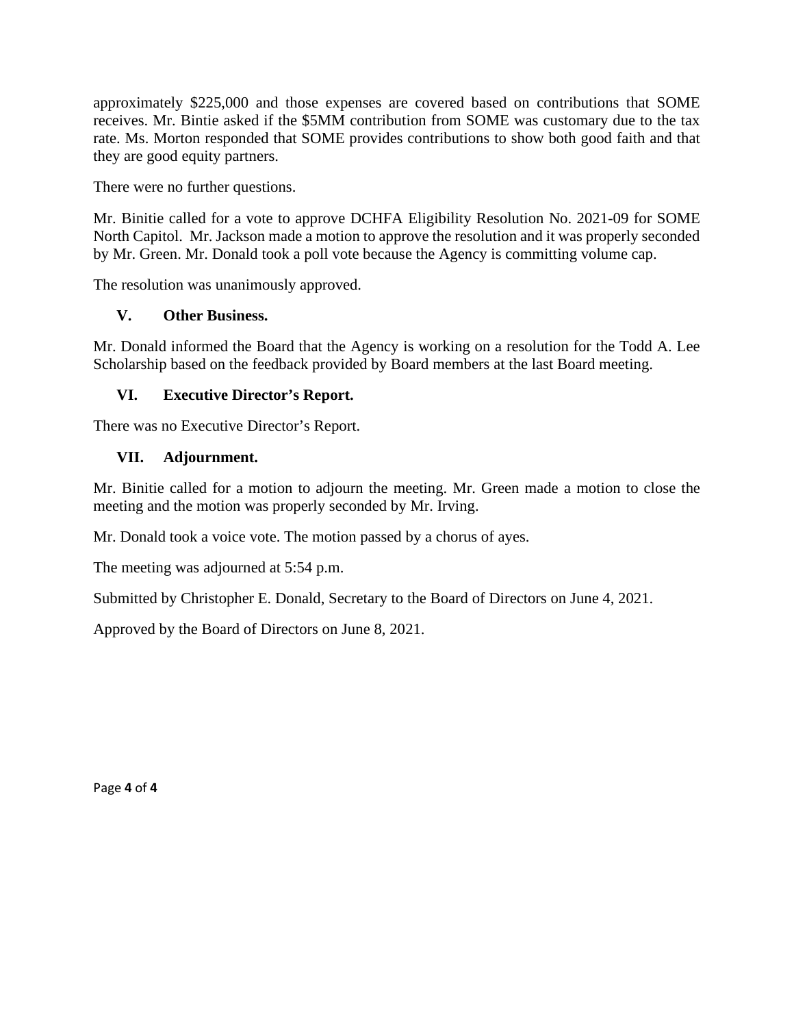approximately $225,000 and those expenses are covered based on contributions that SOME receives. Mr. Bintie asked if the $5MM contribution from SOME was customary due to the tax rate. Ms. Morton responded that SOME provides contributions to show both good faith and that they are good equity partners.

There were no further questions.

Mr. Binitie called for a vote to approve DCHFA Eligibility Resolution No. 2021-09 for SOME North Capitol. Mr. Jackson made a motion to approve the resolution and it was properly seconded by Mr. Green. Mr. Donald took a poll vote because the Agency is committing volume cap.

The resolution was unanimously approved.

## V. Other Business.

Mr. Donald informed the Board that the Agency is working on a resolution for the Todd A. Lee Scholarship based on the feedback provided by Board members at the last Board meeting.

## VI. Executive Director's Report.

There was no Executive Director's Report.

## VII. Adjournment.

Mr. Binitie called for a motion to adjourn the meeting. Mr. Green made a motion to close the meeting and the motion was properly seconded by Mr. Irving.

Mr. Donald took a voice vote. The motion passed by a chorus of ayes.

The meeting was adjourned at 5:54 p.m.

Submitted by Christopher E. Donald, Secretary to the Board of Directors on June 4, 2021.

Approved by the Board of Directors on June 8, 2021.